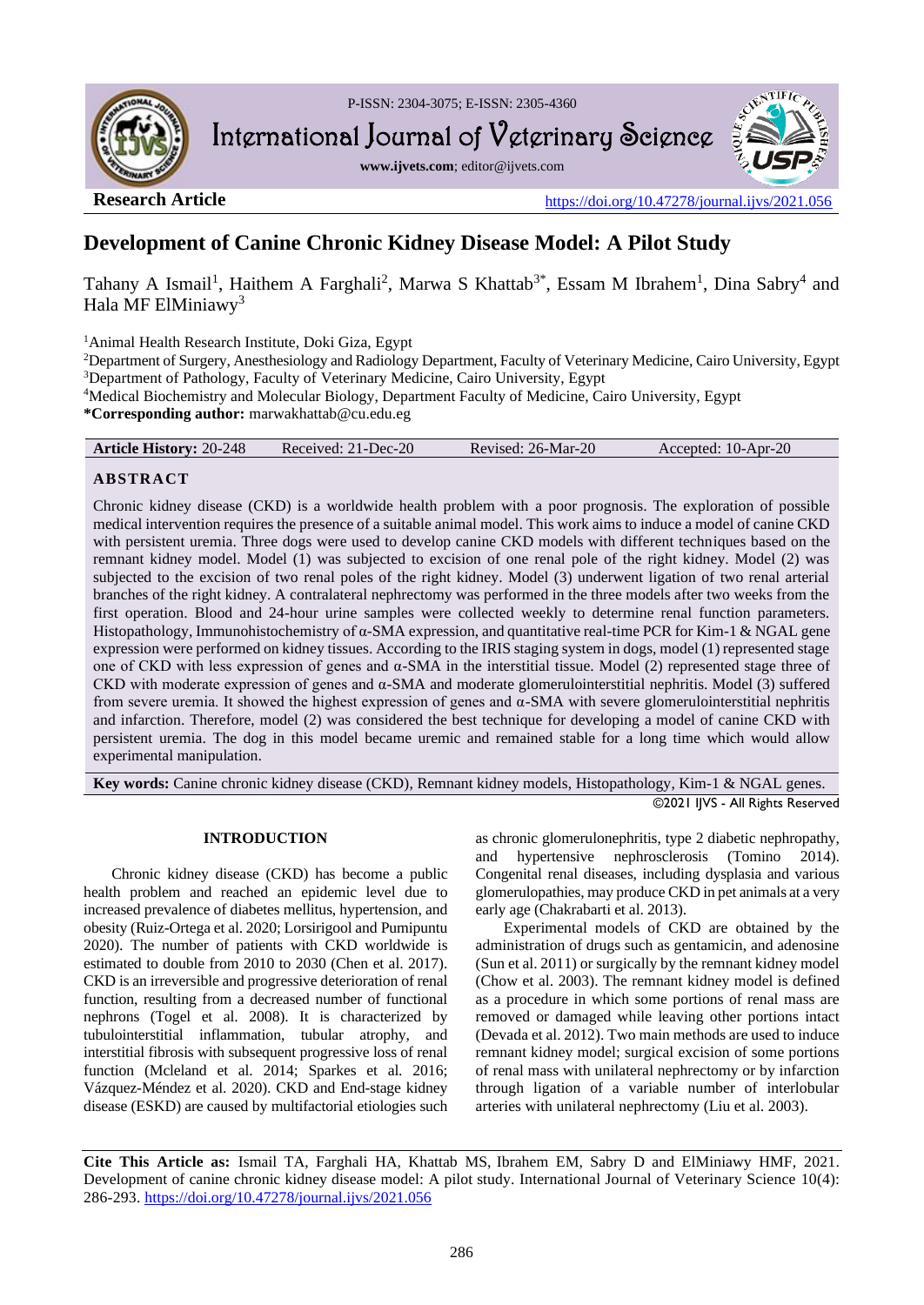P-ISSN: 2304-3075; E-ISSN: 2305-4360

International Journal of Veterinary Science

www.ijvets.com; editor@ijvets.com

**Research Article**

https://doi.org/10.47278/journal.ijvs/2021.056

# Development of Canine Chronic Kidney Disease Model: A Pilot Study

Tahany A Ismail[1], Haithem A Farghali[2], Marwa S Khattab[3*], Essam M Ibrahem[1], Dina Sabry[4] and Hala MF ElMiniawy[3]

[1]Animal Health Research Institute, Doki Giza, Egypt
[2]Department of Surgery, Anesthesiology and Radiology Department, Faculty of Veterinary Medicine, Cairo University, Egypt
[3]Department of Pathology, Faculty of Veterinary Medicine, Cairo University, Egypt
[4]Medical Biochemistry and Molecular Biology, Department Faculty of Medicine, Cairo University, Egypt
**\*Corresponding author:** marwakhattab@cu.edu.eg

| **Article History:** 20-248 | Received: 21-Dec-20 | Revised: 26-Mar-20 | Accepted: 10-Apr-20 |
|---|---|---|---|

## ABSTRACT

Chronic kidney disease (CKD) is a worldwide health problem with a poor prognosis. The exploration of possible medical intervention requires the presence of a suitable animal model. This work aims to induce a model of canine CKD with persistent uremia. Three dogs were used to develop canine CKD models with different techniques based on the remnant kidney model. Model (1) was subjected to excision of one renal pole of the right kidney. Model (2) was subjected to the excision of two renal poles of the right kidney. Model (3) underwent ligation of two renal arterial branches of the right kidney. A contralateral nephrectomy was performed in the three models after two weeks from the first operation. Blood and 24-hour urine samples were collected weekly to determine renal function parameters. Histopathology, Immunohistochemistry of α-SMA expression, and quantitative real-time PCR for Kim-1 & NGAL gene expression were performed on kidney tissues. According to the IRIS staging system in dogs, model (1) represented stage one of CKD with less expression of genes and α-SMA in the interstitial tissue. Model (2) represented stage three of CKD with moderate expression of genes and α-SMA and moderate glomerulointerstitial nephritis. Model (3) suffered from severe uremia. It showed the highest expression of genes and α-SMA with severe glomerulointerstitial nephritis and infarction. Therefore, model (2) was considered the best technique for developing a model of canine CKD with persistent uremia. The dog in this model became uremic and remained stable for a long time which would allow experimental manipulation.

**Key words:** Canine chronic kidney disease (CKD), Remnant kidney models, Histopathology, Kim-1 & NGAL genes.

©2021 IJVS - All Rights Reserved

## INTRODUCTION

Chronic kidney disease (CKD) has become a public health problem and reached an epidemic level due to increased prevalence of diabetes mellitus, hypertension, and obesity (Ruiz-Ortega et al. 2020; Lorsirigool and Pumipuntu 2020). The number of patients with CKD worldwide is estimated to double from 2010 to 2030 (Chen et al. 2017). CKD is an irreversible and progressive deterioration of renal function, resulting from a decreased number of functional nephrons (Togel et al. 2008). It is characterized by tubulointerstitial inflammation, tubular atrophy, and interstitial fibrosis with subsequent progressive loss of renal function (Mcleland et al. 2014; Sparkes et al. 2016; Vázquez-Méndez et al. 2020). CKD and End-stage kidney disease (ESKD) are caused by multifactorial etiologies such as chronic glomerulonephritis, type 2 diabetic nephropathy, and hypertensive nephrosclerosis (Tomino 2014). Congenital renal diseases, including dysplasia and various glomerulopathies, may produce CKD in pet animals at a very early age (Chakrabarti et al. 2013).

Experimental models of CKD are obtained by the administration of drugs such as gentamicin, and adenosine (Sun et al. 2011) or surgically by the remnant kidney model (Chow et al. 2003). The remnant kidney model is defined as a procedure in which some portions of renal mass are removed or damaged while leaving other portions intact (Devada et al. 2012). Two main methods are used to induce remnant kidney model; surgical excision of some portions of renal mass with unilateral nephrectomy or by infarction through ligation of a variable number of interlobular arteries with unilateral nephrectomy (Liu et al. 2003).

**Cite This Article as:** Ismail TA, Farghali HA, Khattab MS, Ibrahem EM, Sabry D and ElMiniawy HMF, 2021. Development of canine chronic kidney disease model: A pilot study. International Journal of Veterinary Science 10(4): 286-293. https://doi.org/10.47278/journal.ijvs/2021.056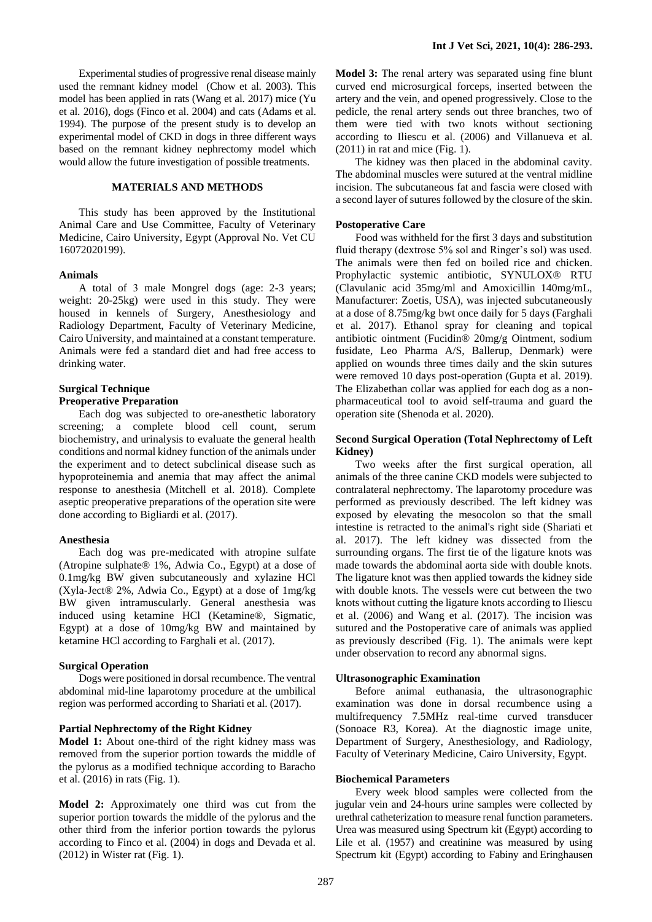Experimental studies of progressive renal disease mainly used the remnant kidney model (Chow et al. 2003). This model has been applied in rats (Wang et al. 2017) mice (Yu et al. 2016), dogs (Finco et al. 2004) and cats (Adams et al. 1994). The purpose of the present study is to develop an experimental model of CKD in dogs in three different ways based on the remnant kidney nephrectomy model which would allow the future investigation of possible treatments.

## MATERIALS AND METHODS

This study has been approved by the Institutional Animal Care and Use Committee, Faculty of Veterinary Medicine, Cairo University, Egypt (Approval No. Vet CU 16072020199).

### Animals

A total of 3 male Mongrel dogs (age: 2-3 years; weight: 20-25kg) were used in this study. They were housed in kennels of Surgery, Anesthesiology and Radiology Department, Faculty of Veterinary Medicine, Cairo University, and maintained at a constant temperature. Animals were fed a standard diet and had free access to drinking water.

### Surgical Technique

#### Preoperative Preparation

Each dog was subjected to ore-anesthetic laboratory screening; a complete blood cell count, serum biochemistry, and urinalysis to evaluate the general health conditions and normal kidney function of the animals under the experiment and to detect subclinical disease such as hypoproteinemia and anemia that may affect the animal response to anesthesia (Mitchell et al. 2018). Complete aseptic preoperative preparations of the operation site were done according to Bigliardi et al. (2017).

#### Anesthesia

Each dog was pre-medicated with atropine sulfate (Atropine sulphate® 1%, Adwia Co., Egypt) at a dose of 0.1mg/kg BW given subcutaneously and xylazine HCl (Xyla-Ject® 2%, Adwia Co., Egypt) at a dose of 1mg/kg BW given intramuscularly. General anesthesia was induced using ketamine HCl (Ketamine®, Sigmatic, Egypt) at a dose of 10mg/kg BW and maintained by ketamine HCl according to Farghali et al. (2017).

#### Surgical Operation

Dogs were positioned in dorsal recumbence. The ventral abdominal mid-line laparotomy procedure at the umbilical region was performed according to Shariati et al. (2017).

#### Partial Nephrectomy of the Right Kidney

**Model 1:** About one-third of the right kidney mass was removed from the superior portion towards the middle of the pylorus as a modified technique according to Baracho et al. (2016) in rats (Fig. 1).

**Model 2:** Approximately one third was cut from the superior portion towards the middle of the pylorus and the other third from the inferior portion towards the pylorus according to Finco et al. (2004) in dogs and Devada et al. (2012) in Wister rat (Fig. 1).

**Model 3:** The renal artery was separated using fine blunt curved end microsurgical forceps, inserted between the artery and the vein, and opened progressively. Close to the pedicle, the renal artery sends out three branches, two of them were tied with two knots without sectioning according to Iliescu et al. (2006) and Villanueva et al. (2011) in rat and mice (Fig. 1).

The kidney was then placed in the abdominal cavity. The abdominal muscles were sutured at the ventral midline incision. The subcutaneous fat and fascia were closed with a second layer of sutures followed by the closure of the skin.

#### Postoperative Care

Food was withheld for the first 3 days and substitution fluid therapy (dextrose 5% sol and Ringer's sol) was used. The animals were then fed on boiled rice and chicken. Prophylactic systemic antibiotic, SYNULOX® RTU (Clavulanic acid 35mg/ml and Amoxicillin 140mg/mL, Manufacturer: Zoetis, USA), was injected subcutaneously at a dose of 8.75mg/kg bwt once daily for 5 days (Farghali et al. 2017). Ethanol spray for cleaning and topical antibiotic ointment (Fucidin® 20mg/g Ointment, sodium fusidate, Leo Pharma A/S, Ballerup, Denmark) were applied on wounds three times daily and the skin sutures were removed 10 days post-operation (Gupta et al. 2019). The Elizabethan collar was applied for each dog as a non-pharmaceutical tool to avoid self-trauma and guard the operation site (Shenoda et al. 2020).

#### Second Surgical Operation (Total Nephrectomy of Left Kidney)

Two weeks after the first surgical operation, all animals of the three canine CKD models were subjected to contralateral nephrectomy. The laparotomy procedure was performed as previously described. The left kidney was exposed by elevating the mesocolon so that the small intestine is retracted to the animal's right side (Shariati et al. 2017). The left kidney was dissected from the surrounding organs. The first tie of the ligature knots was made towards the abdominal aorta side with double knots. The ligature knot was then applied towards the kidney side with double knots. The vessels were cut between the two knots without cutting the ligature knots according to Iliescu et al. (2006) and Wang et al. (2017). The incision was sutured and the Postoperative care of animals was applied as previously described (Fig. 1). The animals were kept under observation to record any abnormal signs.

#### Ultrasonographic Examination

Before animal euthanasia, the ultrasonographic examination was done in dorsal recumbence using a multifrequency 7.5MHz real-time curved transducer (Sonoace R3, Korea). At the diagnostic image unite, Department of Surgery, Anesthesiology, and Radiology, Faculty of Veterinary Medicine, Cairo University, Egypt.

#### Biochemical Parameters

Every week blood samples were collected from the jugular vein and 24-hours urine samples were collected by urethral catheterization to measure renal function parameters. Urea was measured using Spectrum kit (Egypt) according to Lile et al. (1957) and creatinine was measured by using Spectrum kit (Egypt) according to Fabiny and Eringhausen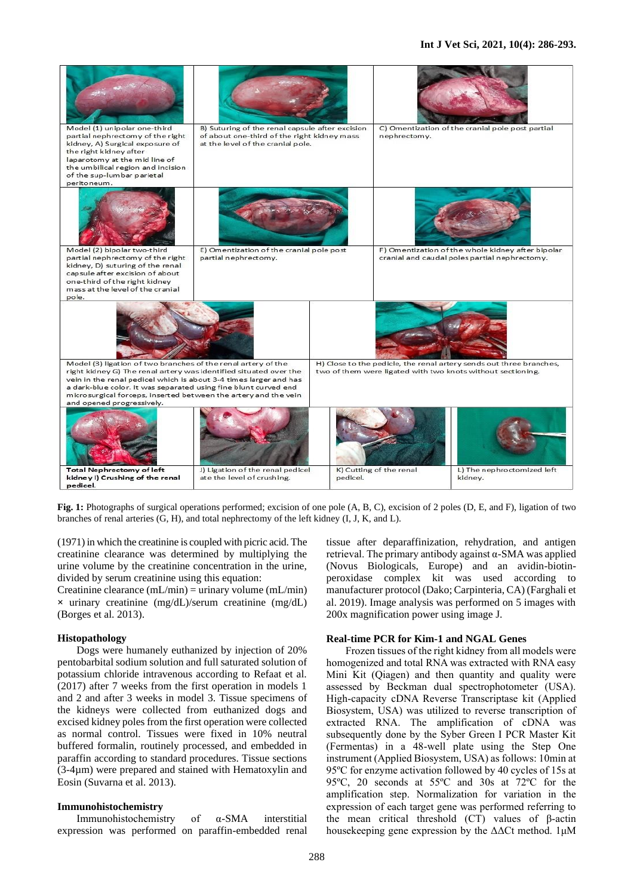Model (1) unipolar one-third partial nephrectomy of the right kidney, A) Surgical exposure of the right kidney after laparotomy at the mid line of the umbilical region and incision of the sup-lumbar parietal peritoneum.

B) Suturing of the renal capsule after excision of about one-third of the right kidney mass at the level of the cranial pole.

C) Omentization of the cranial pole post partial nephrectomy.

Model (2) bipolar two-third partial nephrectomy of the right kidney, D) suturing of the renal capsule after excision of about one-third of the right kidney mass at the level of the cranial pole.

E) Omentization of the cranial pole post partial nephrectomy.

F) Omentization of the whole kidney after bipolar cranial and caudal poles partial nephrectomy.

Model (3) ligation of two branches of the renal artery of the right kidney G) The renal artery was identified situated over the vein in the renal pedicel which is about 3-4 times larger and has a dark-blue color. It was separated using fine blunt curved end microsurgical forceps, inserted between the artery and the vein and opened progressively.

H) Close to the pedicle, the renal artery sends out three branches, two of them were ligated with two knots without sectioning.

**Total Nephrectomy of left kidney I) Crushing of the renal pedicel.**

J) Ligation of the renal pedicel ate the level of crushing.

K) Cutting of the renal pedicel.

L) The nephroctomized left kidney.

**Fig. 1:** Photographs of surgical operations performed; excision of one pole (A, B, C), excision of 2 poles (D, E, and F), ligation of two branches of renal arteries (G, H), and total nephrectomy of the left kidney (I, J, K, and L).

(1971) in which the creatinine is coupled with picric acid. The creatinine clearance was determined by multiplying the urine volume by the creatinine concentration in the urine, divided by serum creatinine using this equation:

Creatinine clearance (mL/min) = urinary volume (mL/min) × urinary creatinine (mg/dL)/serum creatinine (mg/dL) (Borges et al. 2013).

### Histopathology

Dogs were humanely euthanized by injection of 20% pentobarbital sodium solution and full saturated solution of potassium chloride intravenous according to Refaat et al. (2017) after 7 weeks from the first operation in models 1 and 2 and after 3 weeks in model 3. Tissue specimens of the kidneys were collected from euthanized dogs and excised kidney poles from the first operation were collected as normal control. Tissues were fixed in 10% neutral buffered formalin, routinely processed, and embedded in paraffin according to standard procedures. Tissue sections (3-4µm) were prepared and stained with Hematoxylin and Eosin (Suvarna et al. 2013).

### Immunohistochemistry

Immunohistochemistry of α-SMA interstitial expression was performed on paraffin-embedded renal tissue after deparaffinization, rehydration, and antigen retrieval. The primary antibody against α-SMA was applied (Novus Biologicals, Europe) and an avidin-biotin-peroxidase complex kit was used according to manufacturer protocol (Dako; Carpinteria, CA) (Farghali et al. 2019). Image analysis was performed on 5 images with 200x magnification power using image J.

### Real-time PCR for Kim-1 and NGAL Genes

Frozen tissues of the right kidney from all models were homogenized and total RNA was extracted with RNA easy Mini Kit (Qiagen) and then quantity and quality were assessed by Beckman dual spectrophotometer (USA). High-capacity cDNA Reverse Transcriptase kit (Applied Biosystem, USA) was utilized to reverse transcription of extracted RNA. The amplification of cDNA was subsequently done by the Syber Green I PCR Master Kit (Fermentas) in a 48-well plate using the Step One instrument (Applied Biosystem, USA) as follows: 10min at 95ºC for enzyme activation followed by 40 cycles of 15s at 95ºC, 20 seconds at 55ºC and 30s at 72ºC for the amplification step. Normalization for variation in the expression of each target gene was performed referring to the mean critical threshold (CT) values of β-actin housekeeping gene expression by the ΔΔCt method. 1µM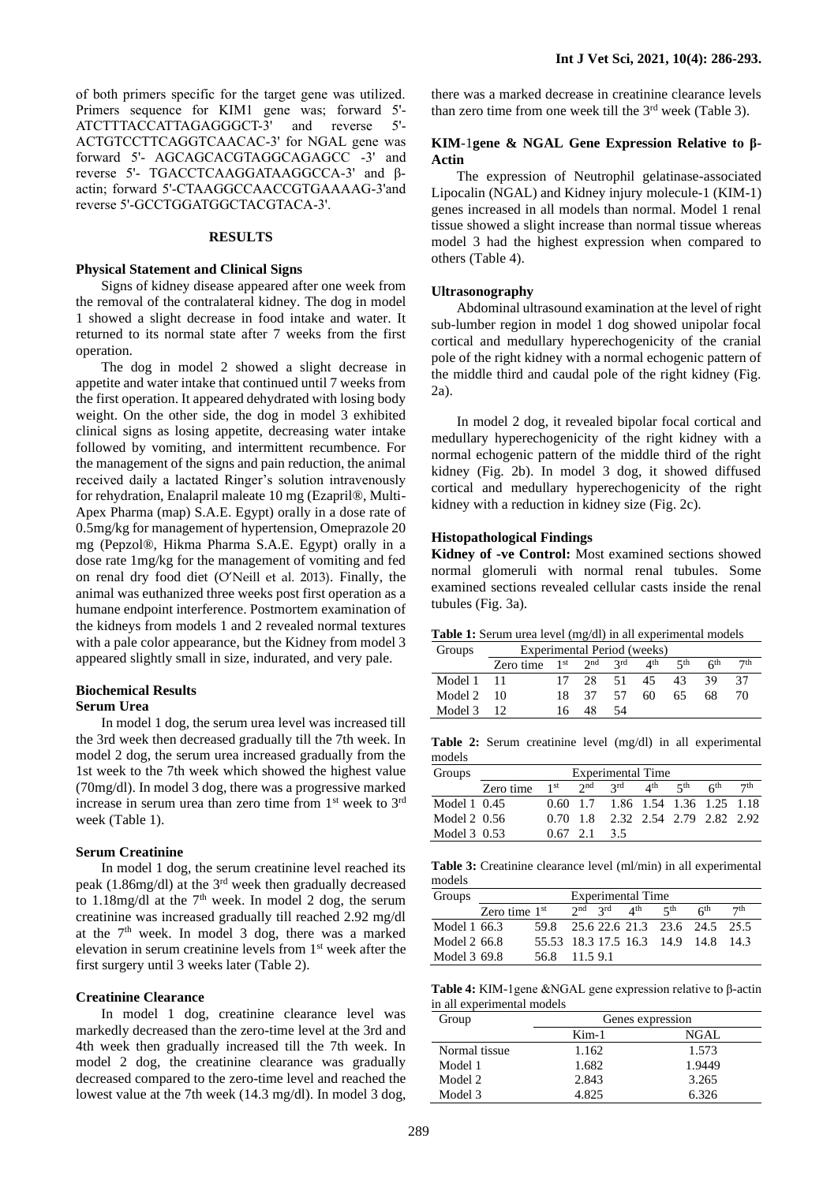of both primers specific for the target gene was utilized. Primers sequence for KIM1 gene was; forward 5'-ATCTTTACCATTAGAGGGCT-3' and reverse 5'-ACTGTCCTTCAGGTCAACAC-3' for NGAL gene was forward 5'- AGCAGCACGTAGGCAGAGCC -3' and reverse 5'- TGACCTCAAGGATAAGGCCA-3' and β-actin; forward 5'-CTAAGGCCAACCGTGAAAAG-3'and reverse 5'-GCCTGGATGGCTACGTACA-3'.

## RESULTS

### Physical Statement and Clinical Signs

Signs of kidney disease appeared after one week from the removal of the contralateral kidney. The dog in model 1 showed a slight decrease in food intake and water. It returned to its normal state after 7 weeks from the first operation.

The dog in model 2 showed a slight decrease in appetite and water intake that continued until 7 weeks from the first operation. It appeared dehydrated with losing body weight. On the other side, the dog in model 3 exhibited clinical signs as losing appetite, decreasing water intake followed by vomiting, and intermittent recumbence. For the management of the signs and pain reduction, the animal received daily a lactated Ringer's solution intravenously for rehydration, Enalapril maleate 10 mg (Ezapril®, Multi-Apex Pharma (map) S.A.E. Egypt) orally in a dose rate of 0.5mg/kg for management of hypertension, Omeprazole 20 mg (Pepzol®, Hikma Pharma S.A.E. Egypt) orally in a dose rate 1mg/kg for the management of vomiting and fed on renal dry food diet (O′Neill et al. 2013). Finally, the animal was euthanized three weeks post first operation as a humane endpoint interference. Postmortem examination of the kidneys from models 1 and 2 revealed normal textures with a pale color appearance, but the Kidney from model 3 appeared slightly small in size, indurated, and very pale.

### Biochemical Results

#### Serum Urea

In model 1 dog, the serum urea level was increased till the 3rd week then decreased gradually till the 7th week. In model 2 dog, the serum urea increased gradually from the 1st week to the 7th week which showed the highest value (70mg/dl). In model 3 dog, there was a progressive marked increase in serum urea than zero time from 1st week to 3rd week (Table 1).

#### Serum Creatinine

In model 1 dog, the serum creatinine level reached its peak (1.86mg/dl) at the 3rd week then gradually decreased to 1.18mg/dl at the 7th week. In model 2 dog, the serum creatinine was increased gradually till reached 2.92 mg/dl at the 7th week. In model 3 dog, there was a marked elevation in serum creatinine levels from 1st week after the first surgery until 3 weeks later (Table 2).

#### Creatinine Clearance

In model 1 dog, creatinine clearance level was markedly decreased than the zero-time level at the 3rd and 4th week then gradually increased till the 7th week. In model 2 dog, the creatinine clearance was gradually decreased compared to the zero-time level and reached the lowest value at the 7th week (14.3 mg/dl). In model 3 dog, there was a marked decrease in creatinine clearance levels than zero time from one week till the 3rd week (Table 3).

### KIM-1gene & NGAL Gene Expression Relative to β-Actin

The expression of Neutrophil gelatinase-associated Lipocalin (NGAL) and Kidney injury molecule-1 (KIM-1) genes increased in all models than normal. Model 1 renal tissue showed a slight increase than normal tissue whereas model 3 had the highest expression when compared to others (Table 4).

### Ultrasonography

Abdominal ultrasound examination at the level of right sub-lumber region in model 1 dog showed unipolar focal cortical and medullary hyperechogenicity of the cranial pole of the right kidney with a normal echogenic pattern of the middle third and caudal pole of the right kidney (Fig. 2a).

In model 2 dog, it revealed bipolar focal cortical and medullary hyperechogenicity of the right kidney with a normal echogenic pattern of the middle third of the right kidney (Fig. 2b). In model 3 dog, it showed diffused cortical and medullary hyperechogenicity of the right kidney with a reduction in kidney size (Fig. 2c).

### Histopathological Findings

**Kidney of -ve Control:** Most examined sections showed normal glomeruli with normal renal tubules. Some examined sections revealed cellular casts inside the renal tubules (Fig. 3a).

**Table 1:** Serum urea level (mg/dl) in all experimental models

| Groups | Experimental Period (weeks) | | | | | | | |
|---|---|---|---|---|---|---|---|---|
| | Zero time | 1st | 2nd | 3rd | 4th | 5th | 6th | 7th |
| Model 1 | 11 | 17 | 28 | 51 | 45 | 43 | 39 | 37 |
| Model 2 | 10 | 18 | 37 | 57 | 60 | 65 | 68 | 70 |
| Model 3 | 12 | 16 | 48 | 54 | | | | |

**Table 2:** Serum creatinine level (mg/dl) in all experimental models

| Groups | Experimental Time | | | | | | | |
|---|---|---|---|---|---|---|---|---|
| | Zero time | 1st | 2nd | 3rd | 4th | 5th | 6th | 7th |
| Model 1 | 0.45 | 0.60 | 1.7 | 1.86 | 1.54 | 1.36 | 1.25 | 1.18 |
| Model 2 | 0.56 | 0.70 | 1.8 | 2.32 | 2.54 | 2.79 | 2.82 | 2.92 |
| Model 3 | 0.53 | 0.67 | 2.1 | 3.5 | | | | |

**Table 3:** Creatinine clearance level (ml/min) in all experimental models

| Groups | Experimental Time | | | | | | | |
|---|---|---|---|---|---|---|---|---|
| | Zero time | 1st | 2nd | 3rd | 4th | 5th | 6th | 7th |
| Model 1 | 66.3 | 59.8 | 25.6 | 22.6 | 21.3 | 23.6 | 24.5 | 25.5 |
| Model 2 | 66.8 | 55.53 | 18.3 | 17.5 | 16.3 | 14.9 | 14.8 | 14.3 |
| Model 3 | 69.8 | 56.8 | 11.5 | 9.1 | | | | |

**Table 4:** KIM-1gene &NGAL gene expression relative to β-actin in all experimental models

| Group | Genes expression | |
|---|---|---|
| | Kim-1 | NGAL |
| Normal tissue | 1.162 | 1.573 |
| Model 1 | 1.682 | 1.9449 |
| Model 2 | 2.843 | 3.265 |
| Model 3 | 4.825 | 6.326 |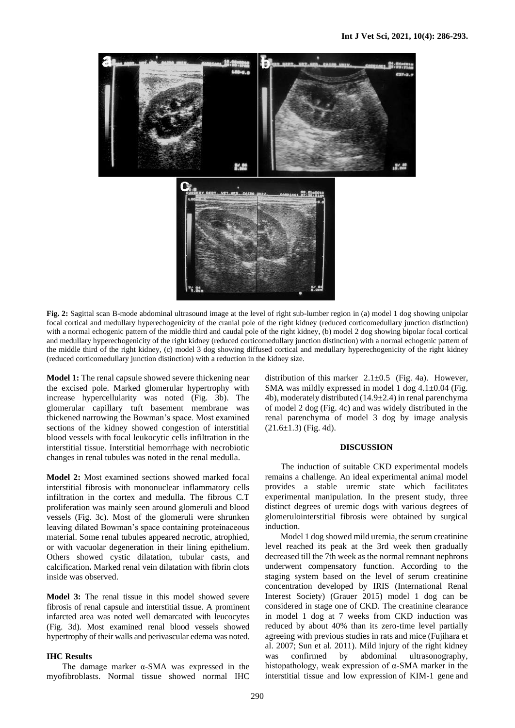**Fig. 2:** Sagittal scan B-mode abdominal ultrasound image at the level of right sub-lumber region in (a) model 1 dog showing unipolar focal cortical and medullary hyperechogenicity of the cranial pole of the right kidney (reduced corticomedullary junction distinction) with a normal echogenic pattern of the middle third and caudal pole of the right kidney, (b) model 2 dog showing bipolar focal cortical and medullary hyperechogenicity of the right kidney (reduced corticomedullary junction distinction) with a normal echogenic pattern of the middle third of the right kidney, (c) model 3 dog showing diffused cortical and medullary hyperechogenicity of the right kidney (reduced corticomedullary junction distinction) with a reduction in the kidney size.

**Model 1:** The renal capsule showed severe thickening near the excised pole. Marked glomerular hypertrophy with increase hypercellularity was noted (Fig. 3b). The glomerular capillary tuft basement membrane was thickened narrowing the Bowman's space. Most examined sections of the kidney showed congestion of interstitial blood vessels with focal leukocytic cells infiltration in the interstitial tissue. Interstitial hemorrhage with necrobiotic changes in renal tubules was noted in the renal medulla.

**Model 2:** Most examined sections showed marked focal interstitial fibrosis with mononuclear inflammatory cells infiltration in the cortex and medulla. The fibrous C.T proliferation was mainly seen around glomeruli and blood vessels (Fig. 3c). Most of the glomeruli were shrunken leaving dilated Bowman's space containing proteinaceous material. Some renal tubules appeared necrotic, atrophied, or with vacuolar degeneration in their lining epithelium. Others showed cystic dilatation, tubular casts, and calcification**.** Marked renal vein dilatation with fibrin clots inside was observed.

**Model 3:** The renal tissue in this model showed severe fibrosis of renal capsule and interstitial tissue. A prominent infarcted area was noted well demarcated with leucocytes (Fig. 3d). Most examined renal blood vessels showed hypertrophy of their walls and perivascular edema was noted.

### IHC Results

The damage marker α-SMA was expressed in the myofibroblasts. Normal tissue showed normal IHC distribution of this marker 2.1±0.5 (Fig. 4a). However, SMA was mildly expressed in model 1 dog 4.1±0.04 (Fig. 4b), moderately distributed (14.9±2.4) in renal parenchyma of model 2 dog (Fig. 4c) and was widely distributed in the renal parenchyma of model 3 dog by image analysis (21.6±1.3) (Fig. 4d).

## DISCUSSION

The induction of suitable CKD experimental models remains a challenge. An ideal experimental animal model provides a stable uremic state which facilitates experimental manipulation. In the present study, three distinct degrees of uremic dogs with various degrees of glomerulointerstitial fibrosis were obtained by surgical induction.

Model 1 dog showed mild uremia, the serum creatinine level reached its peak at the 3rd week then gradually decreased till the 7th week as the normal remnant nephrons underwent compensatory function. According to the staging system based on the level of serum creatinine concentration developed by IRIS (International Renal Interest Society) (Grauer 2015) model 1 dog can be considered in stage one of CKD. The creatinine clearance in model 1 dog at 7 weeks from CKD induction was reduced by about 40% than its zero-time level partially agreeing with previous studies in rats and mice (Fujihara et al. 2007; Sun et al. 2011). Mild injury of the right kidney was confirmed by abdominal ultrasonography, histopathology, weak expression of α-SMA marker in the interstitial tissue and low expression of KIM-1 gene and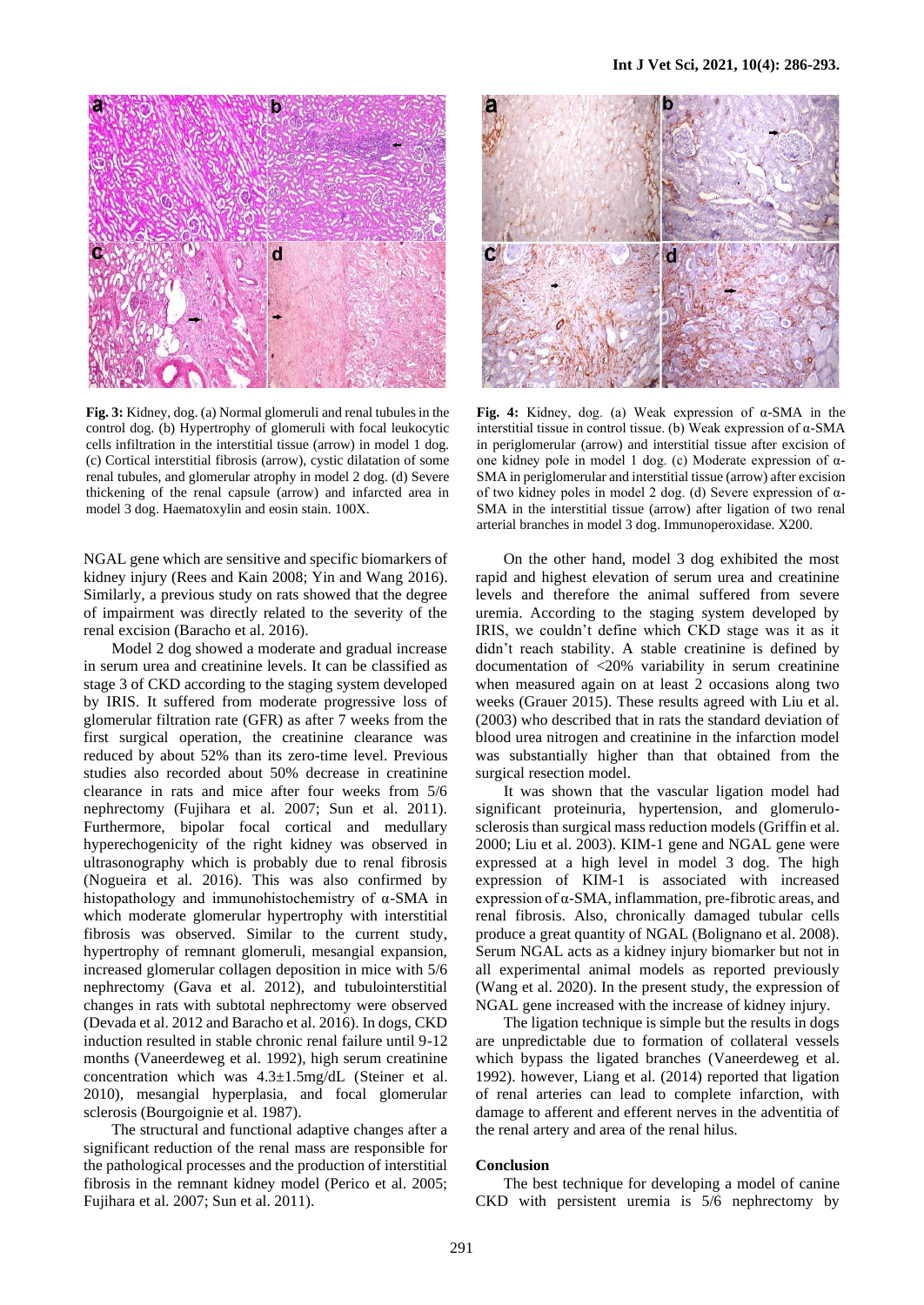**Fig. 3:** Kidney, dog. (a) Normal glomeruli and renal tubules in the control dog. (b) Hypertrophy of glomeruli with focal leukocytic cells infiltration in the interstitial tissue (arrow) in model 1 dog. (c) Cortical interstitial fibrosis (arrow), cystic dilatation of some renal tubules, and glomerular atrophy in model 2 dog. (d) Severe thickening of the renal capsule (arrow) and infarcted area in model 3 dog. Haematoxylin and eosin stain. 100X.

**Fig. 4:** Kidney, dog. (a) Weak expression of α-SMA in the interstitial tissue in control tissue. (b) Weak expression of α-SMA in periglomerular (arrow) and interstitial tissue after excision of one kidney pole in model 1 dog. (c) Moderate expression of α-SMA in periglomerular and interstitial tissue (arrow) after excision of two kidney poles in model 2 dog. (d) Severe expression of α-SMA in the interstitial tissue (arrow) after ligation of two renal arterial branches in model 3 dog. Immunoperoxidase. X200.

NGAL gene which are sensitive and specific biomarkers of kidney injury (Rees and Kain 2008; Yin and Wang 2016). Similarly, a previous study on rats showed that the degree of impairment was directly related to the severity of the renal excision (Baracho et al. 2016).

Model 2 dog showed a moderate and gradual increase in serum urea and creatinine levels. It can be classified as stage 3 of CKD according to the staging system developed by IRIS. It suffered from moderate progressive loss of glomerular filtration rate (GFR) as after 7 weeks from the first surgical operation, the creatinine clearance was reduced by about 52% than its zero-time level. Previous studies also recorded about 50% decrease in creatinine clearance in rats and mice after four weeks from 5/6 nephrectomy (Fujihara et al. 2007; Sun et al. 2011). Furthermore, bipolar focal cortical and medullary hyperechogenicity of the right kidney was observed in ultrasonography which is probably due to renal fibrosis (Nogueira et al. 2016). This was also confirmed by histopathology and immunohistochemistry of α-SMA in which moderate glomerular hypertrophy with interstitial fibrosis was observed. Similar to the current study, hypertrophy of remnant glomeruli, mesangial expansion, increased glomerular collagen deposition in mice with 5/6 nephrectomy (Gava et al. 2012), and tubulointerstitial changes in rats with subtotal nephrectomy were observed (Devada et al. 2012 and Baracho et al. 2016). In dogs, CKD induction resulted in stable chronic renal failure until 9-12 months (Vaneerdeweg et al. 1992), high serum creatinine concentration which was 4.3±1.5mg/dL (Steiner et al. 2010), mesangial hyperplasia, and focal glomerular sclerosis (Bourgoignie et al. 1987).

The structural and functional adaptive changes after a significant reduction of the renal mass are responsible for the pathological processes and the production of interstitial fibrosis in the remnant kidney model (Perico et al. 2005; Fujihara et al. 2007; Sun et al. 2011).

On the other hand, model 3 dog exhibited the most rapid and highest elevation of serum urea and creatinine levels and therefore the animal suffered from severe uremia. According to the staging system developed by IRIS, we couldn't define which CKD stage was it as it didn't reach stability. A stable creatinine is defined by documentation of <20% variability in serum creatinine when measured again on at least 2 occasions along two weeks (Grauer 2015). These results agreed with Liu et al. (2003) who described that in rats the standard deviation of blood urea nitrogen and creatinine in the infarction model was substantially higher than that obtained from the surgical resection model.

It was shown that the vascular ligation model had significant proteinuria, hypertension, and glomerulosclerosis than surgical mass reduction models (Griffin et al. 2000; Liu et al. 2003). KIM-1 gene and NGAL gene were expressed at a high level in model 3 dog. The high expression of KIM-1 is associated with increased expression of α-SMA, inflammation, pre-fibrotic areas, and renal fibrosis. Also, chronically damaged tubular cells produce a great quantity of NGAL (Bolignano et al. 2008). Serum NGAL acts as a kidney injury biomarker but not in all experimental animal models as reported previously (Wang et al. 2020). In the present study, the expression of NGAL gene increased with the increase of kidney injury.

The ligation technique is simple but the results in dogs are unpredictable due to formation of collateral vessels which bypass the ligated branches (Vaneerdeweg et al. 1992). however, Liang et al. (2014) reported that ligation of renal arteries can lead to complete infarction, with damage to afferent and efferent nerves in the adventitia of the renal artery and area of the renal hilus.

## Conclusion

The best technique for developing a model of canine CKD with persistent uremia is 5/6 nephrectomy by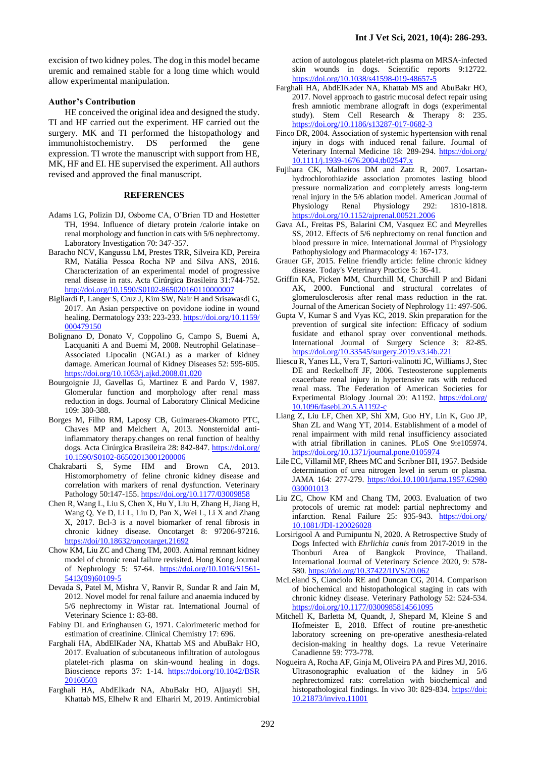excision of two kidney poles. The dog in this model became uremic and remained stable for a long time which would allow experimental manipulation.

### Author's Contribution

HE conceived the original idea and designed the study. TI and HF carried out the experiment. HF carried out the surgery. MK and TI performed the histopathology and immunohistochemistry. DS performed the gene expression. TI wrote the manuscript with support from HE, MK, HF and EI. HE supervised the experiment. All authors revised and approved the final manuscript.

## REFERENCES

Adams LG, Polizin DJ, Osborne CA, O'Brien TD and Hostetter TH, 1994. Influence of dietary protein /calorie intake on renal morphology and function in cats with 5/6 nephrectomy. Laboratory Investigation 70: 347-357.

Baracho NCV, Kangussu LM, Prestes TRR, Silveira KD, Pereira RM, Natália Pessoa Rocha NP and Silva ANS, 2016. Characterization of an experimental model of progressive renal disease in rats. Acta Cirúrgica Brasileira 31:744-752. http://doi.org/10.1590/S0102-865020160110000007

Bigliardi P, Langer S, Cruz J, Kim SW, Nair H and Srisawasdi G, 2017. An Asian perspective on povidone iodine in wound healing. Dermatology 233: 223-233. https://doi.org/10.1159/000479150

Bolignano D, Donato V, Coppolino G, Campo S, Buemi A, Lacquaniti A and Buemi M, 2008. Neutrophil Gelatinase–Associated Lipocalin (NGAL) as a marker of kidney damage. American Journal of Kidney Diseases 52: 595-605. https://doi.org/10.1053/j.ajkd.2008.01.020

Bourgoignie JJ, Gavellas G, Martinez E and Pardo V, 1987. Glomerular function and morphology after renal mass reduction in dogs. Journal of Laboratory Clinical Medicine 109: 380-388.

Borges M, Filho RM, Laposy CB, Guimaraes-Okamoto PTC, Chaves MP and Melchert A, 2013. Nonsteroidal anti-inflammatory therapy.changes on renal function of healthy dogs. Acta Cirúrgica Brasileira 28: 842-847. https://doi.org/10.1590/S0102-86502013001200006

Chakrabarti S, Syme HM and Brown CA, 2013. Histomorphometry of feline chronic kidney disease and correlation with markers of renal dysfunction. Veterinary Pathology 50:147-155. https://doi.org/10.1177/03009858

Chen R, Wang L, Liu S, Chen X, Hu Y, Liu H, Zhang H, Jiang H, Wang Q, Ye D, Li L, Liu D, Pan X, Wei L, Li X and Zhang X, 2017. Bcl-3 is a novel biomarker of renal fibrosis in chronic kidney disease. Oncotarget 8: 97206-97216. https://doi/10.18632/oncotarget.21692

Chow KM, Liu ZC and Chang TM, 2003. Animal remnant kidney model of chronic renal failure revisited. Hong Kong Journal of Nephrology 5: 57-64. https://doi.org/10.1016/S1561-5413(09)60109-5

Devada S, Patel M, Mishra V, Ranvir R, Sundar R and Jain M, 2012. Novel model for renal failure and anaemia induced by 5/6 nephrectomy in Wistar rat. International Journal of Veterinary Science 1: 83-88.

Fabiny DL and Eringhausen G, 1971. Calorimeteric method for estimation of creatinine. Clinical Chemistry 17: 696.

Farghali HA, AbdElKader NA, Khattab MS and AbuBakr HO, 2017. Evaluation of subcutaneous infiltration of autologous platelet-rich plasma on skin-wound healing in dogs. Bioscience reports 37: 1-14. https://doi.org/10.1042/BSR20160503

Farghali HA, AbdElkadr NA, AbuBakr HO, Aljuaydi SH, Khattab MS, Elhelw R and Elhariri M, 2019. Antimicrobial action of autologous platelet-rich plasma on MRSA-infected skin wounds in dogs. Scientific reports 9:12722. https://doi.org/10.1038/s41598-019-48657-5

Farghali HA, AbdElKader NA, Khattab MS and AbuBakr HO, 2017. Novel approach to gastric mucosal defect repair using fresh amniotic membrane allograft in dogs (experimental study). Stem Cell Research & Therapy 8: 235. https://doi.org/10.1186/s13287-017-0682-3

Finco DR, 2004. Association of systemic hypertension with renal injury in dogs with induced renal failure. Journal of Veterinary Internal Medicine 18: 289-294. https://doi.org/10.1111/j.1939-1676.2004.tb02547.x

Fujihara CK, Malheiros DM and Zatz R, 2007. Losartan-hydrochlorothiazide association promotes lasting blood pressure normalization and completely arrests long-term renal injury in the 5/6 ablation model. American Journal of Physiology Renal Physiology 292: 1810-1818. https://doi.org/10.1152/ajprenal.00521.2006

Gava AL, Freitas PS, Balarini CM, Vasquez EC and Meyrelles SS, 2012. Effects of 5/6 nephrectomy on renal function and blood pressure in mice. International Journal of Physiology Pathophysiology and Pharmacology 4: 167-173.

Grauer GF, 2015. Feline friendly article: feline chronic kidney disease. Today's Veterinary Practice 5: 36-41.

Griffin KA, Picken MM, Churchill M, Churchill P and Bidani AK, 2000. Functional and structural correlates of glomerulosclerosis after renal mass reduction in the rat. Journal of the American Society of Nephrology 11: 497-506.

Gupta V, Kumar S and Vyas KC, 2019. Skin preparation for the prevention of surgical site infection: Efficacy of sodium fusidate and ethanol spray over conventional methods. International Journal of Surgery Science 3: 82-85. https://doi.org/10.33545/surgery.2019.v3.i4b.221

Iliescu R, Yanes LL, Vera T, Sartori-valinotti JC, Williams J, Stec DE and Reckelhoff JF, 2006. Testeosterone supplements exacerbate renal injury in hypertensive rats with reduced renal mass. The Federation of American Societies for Experimental Biology Journal 20: A1192. https://doi.org/10.1096/fasebj.20.5.A1192-c

Liang Z, Liu LF, Chen XP, Shi XM, Guo HY, Lin K, Guo JP, Shan ZL and Wang YT, 2014. Establishment of a model of renal impairment with mild renal insufficiency associated with atrial fibrillation in canines. PLoS One 9:e105974. https://doi.org/10.1371/journal.pone.0105974

Lile EC, Villamil MF, Rhees MC and Scribner BH, 1957. Bedside determination of urea nitrogen level in serum or plasma. JAMA 164: 277-279. https://doi.10.1001/jama.1957.62980030001013

Liu ZC, Chow KM and Chang TM, 2003. Evaluation of two protocols of uremic rat model: partial nephrectomy and infarction. Renal Failure 25: 935-943. https://doi.org/10.1081/JDI-120026028

Lorsirigool A and Pumipuntu N, 2020. A Retrospective Study of Dogs Infected with *Ehrlichia canis* from 2017-2019 in the Thonburi Area of Bangkok Province, Thailand. International Journal of Veterinary Science 2020, 9: 578-580. https://doi.org/10.37422/IJVS/20.062

McLeland S, Cianciolo RE and Duncan CG, 2014. Comparison of biochemical and histopathological staging in cats with chronic kidney disease. Veterinary Pathology 52: 524-534. https://doi.org/10.1177/0300985814561095

Mitchell K, Barletta M, Quandt, J, Shepard M, Kleine S and Hofmeister E, 2018. Effect of routine pre-anesthetic laboratory screening on pre-operative anesthesia-related decision-making in healthy dogs. La revue Veterinaire Canadienne 59: 773-778.

Nogueira A, Rocha AF, Ginja M, Oliveira PA and Pires MJ, 2016. Ultrasonographic evaluation of the kidney in 5/6 nephrectomized rats: correlation with biochemical and histopathological findings. In vivo 30: 829-834. https://doi:10.21873/invivo.11001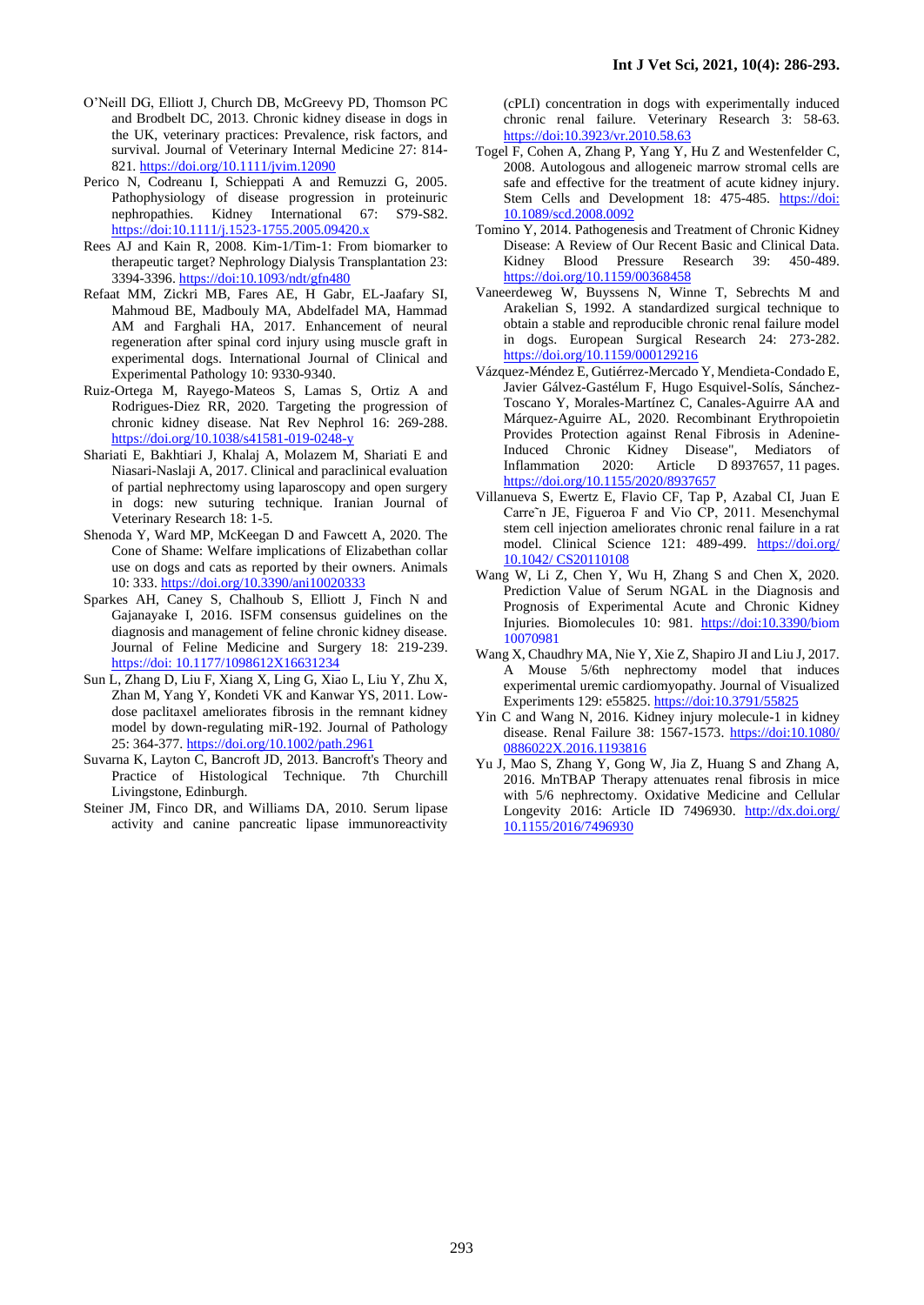O'Neill DG, Elliott J, Church DB, McGreevy PD, Thomson PC and Brodbelt DC, 2013. Chronic kidney disease in dogs in the UK, veterinary practices: Prevalence, risk factors, and survival. Journal of Veterinary Internal Medicine 27: 814-821. https://doi.org/10.1111/jvim.12090

Perico N, Codreanu I, Schieppati A and Remuzzi G, 2005. Pathophysiology of disease progression in proteinuric nephropathies. Kidney International 67: S79-S82. https://doi:10.1111/j.1523-1755.2005.09420.x

Rees AJ and Kain R, 2008. Kim-1/Tim-1: From biomarker to therapeutic target? Nephrology Dialysis Transplantation 23: 3394-3396. https://doi:10.1093/ndt/gfn480

Refaat MM, Zickri MB, Fares AE, H Gabr, EL-Jaafary SI, Mahmoud BE, Madbouly MA, Abdelfadel MA, Hammad AM and Farghali HA, 2017. Enhancement of neural regeneration after spinal cord injury using muscle graft in experimental dogs. International Journal of Clinical and Experimental Pathology 10: 9330-9340.

Ruiz-Ortega M, Rayego-Mateos S, Lamas S, Ortiz A and Rodrigues-Diez RR, 2020. Targeting the progression of chronic kidney disease. Nat Rev Nephrol 16: 269-288. https://doi.org/10.1038/s41581-019-0248-y

Shariati E, Bakhtiari J, Khalaj A, Molazem M, Shariati E and Niasari-Naslaji A, 2017. Clinical and paraclinical evaluation of partial nephrectomy using laparoscopy and open surgery in dogs: new suturing technique. Iranian Journal of Veterinary Research 18: 1-5.

Shenoda Y, Ward MP, McKeegan D and Fawcett A, 2020. The Cone of Shame: Welfare implications of Elizabethan collar use on dogs and cats as reported by their owners. Animals 10: 333. https://doi.org/10.3390/ani10020333

Sparkes AH, Caney S, Chalhoub S, Elliott J, Finch N and Gajanayake I, 2016. ISFM consensus guidelines on the diagnosis and management of feline chronic kidney disease. Journal of Feline Medicine and Surgery 18: 219-239. https://doi: 10.1177/1098612X16631234

Sun L, Zhang D, Liu F, Xiang X, Ling G, Xiao L, Liu Y, Zhu X, Zhan M, Yang Y, Kondeti VK and Kanwar YS, 2011. Low-dose paclitaxel ameliorates fibrosis in the remnant kidney model by down-regulating miR-192. Journal of Pathology 25: 364-377. https://doi.org/10.1002/path.2961

Suvarna K, Layton C, Bancroft JD, 2013. Bancroft's Theory and Practice of Histological Technique. 7th Churchill Livingstone, Edinburgh.

Steiner JM, Finco DR, and Williams DA, 2010. Serum lipase activity and canine pancreatic lipase immunoreactivity (cPLI) concentration in dogs with experimentally induced chronic renal failure. Veterinary Research 3: 58-63. https://doi:10.3923/vr.2010.58.63

Togel F, Cohen A, Zhang P, Yang Y, Hu Z and Westenfelder C, 2008. Autologous and allogeneic marrow stromal cells are safe and effective for the treatment of acute kidney injury. Stem Cells and Development 18: 475-485. https://doi:10.1089/scd.2008.0092

Tomino Y, 2014. Pathogenesis and Treatment of Chronic Kidney Disease: A Review of Our Recent Basic and Clinical Data. Kidney Blood Pressure Research 39: 450-489. https://doi.org/10.1159/00368458

Vaneerdeweg W, Buyssens N, Winne T, Sebrechts M and Arakelian S, 1992. A standardized surgical technique to obtain a stable and reproducible chronic renal failure model in dogs. European Surgical Research 24: 273-282. https://doi.org/10.1159/000129216

Vázquez-Méndez E, Gutiérrez-Mercado Y, Mendieta-Condado E, Javier Gálvez-Gastélum F, Hugo Esquivel-Solís, Sánchez-Toscano Y, Morales-Martínez C, Canales-Aguirre AA and Márquez-Aguirre AL, 2020. Recombinant Erythropoietin Provides Protection against Renal Fibrosis in Adenine-Induced Chronic Kidney Disease", Mediators of Inflammation 2020: Article D 8937657, 11 pages. https://doi.org/10.1155/2020/8937657

Villanueva S, Ewertz E, Flavio CF, Tap P, Azabal CI, Juan E Carre˜n JE, Figueroa F and Vio CP, 2011. Mesenchymal stem cell injection ameliorates chronic renal failure in a rat model. Clinical Science 121: 489-499. https://doi.org/10.1042/ CS20110108

Wang W, Li Z, Chen Y, Wu H, Zhang S and Chen X, 2020. Prediction Value of Serum NGAL in the Diagnosis and Prognosis of Experimental Acute and Chronic Kidney Injuries. Biomolecules 10: 981. https://doi:10.3390/biom10070981

Wang X, Chaudhry MA, Nie Y, Xie Z, Shapiro JI and Liu J, 2017. A Mouse 5/6th nephrectomy model that induces experimental uremic cardiomyopathy. Journal of Visualized Experiments 129: e55825. https://doi:10.3791/55825

Yin C and Wang N, 2016. Kidney injury molecule-1 in kidney disease. Renal Failure 38: 1567-1573. https://doi:10.1080/0886022X.2016.1193816

Yu J, Mao S, Zhang Y, Gong W, Jia Z, Huang S and Zhang A, 2016. MnTBAP Therapy attenuates renal fibrosis in mice with 5/6 nephrectomy. Oxidative Medicine and Cellular Longevity 2016: Article ID 7496930. http://dx.doi.org/10.1155/2016/7496930